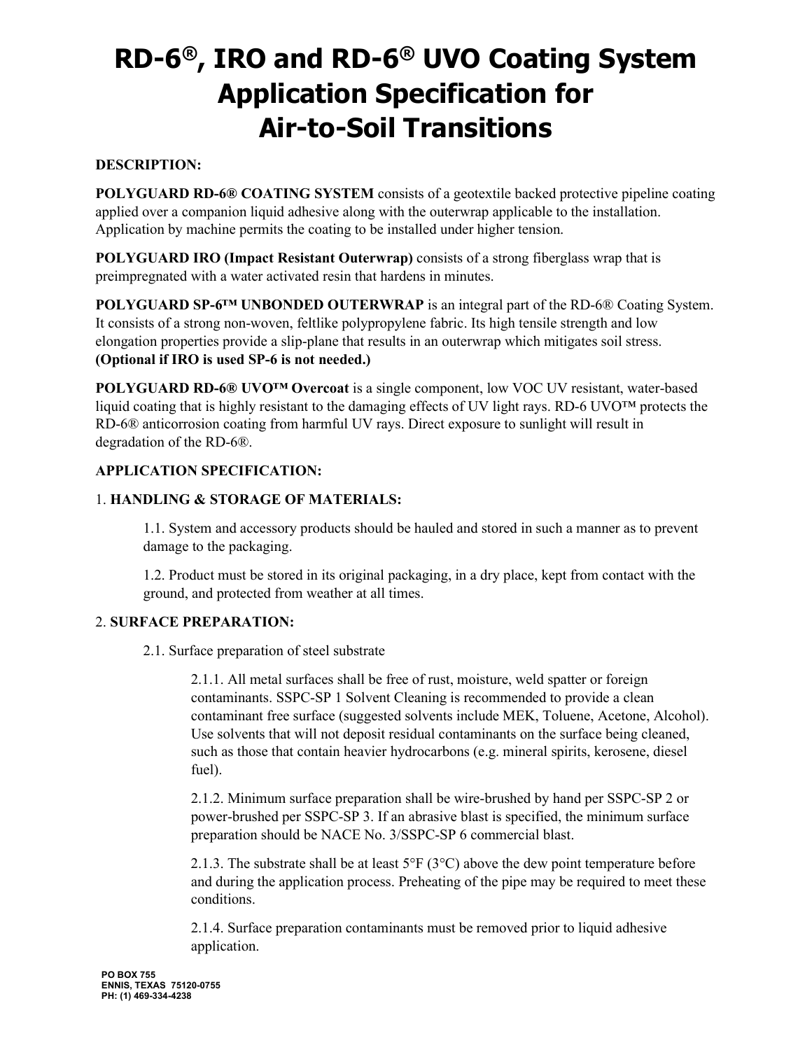# RD-6®, IRO and RD-6® UVO Coating System Application Specification for Air-to-Soil Transitions

**DESCRIPTION:**

**POLYGUARD RD-6® COATING SYSTEM** consists of a geotextile backed protective pipeline coating applied over a companion liquid adhesive along with the outerwrap applicable to the installation. Application by machine permits the coating to be installed under higher tension.

**POLYGUARD IRO (Impact Resistant Outerwrap)** consists of a strong fiberglass wrap that is preimpregnated with a water activated resin that hardens in minutes.

**POLYGUARD SP-6™ UNBONDED OUTERWRAP** is an integral part of the RD-6® Coating System. It consists of a strong non-woven, feltlike polypropylene fabric. Its high tensile strength and low elongation properties provide a slip-plane that results in an outerwrap which mitigates soil stress. **(Optional if IRO is used SP-6 is not needed.)**

**POLYGUARD RD-6® UVO™ Overcoat** is a single component, low VOC UV resistant, water-based liquid coating that is highly resistant to the damaging effects of UV light rays. RD-6 UVO™ protects the RD-6® anticorrosion coating from harmful UV rays. Direct exposure to sunlight will result in degradation of the RD-6®.

**APPLICATION SPECIFICATION:**

1. **HANDLING & STORAGE OF MATERIALS:**

   1.1. System and accessory products should be hauled and stored in such a manner as to prevent damage to the packaging.

   1.2. Product must be stored in its original packaging, in a dry place, kept from contact with the ground, and protected from weather at all times.

2. **SURFACE PREPARATION:**

   2.1. Surface preparation of steel substrate

   2.1.1. All metal surfaces shall be free of rust, moisture, weld spatter or foreign contaminants. SSPC-SP 1 Solvent Cleaning is recommended to provide a clean contaminant free surface (suggested solvents include MEK, Toluene, Acetone, Alcohol). Use solvents that will not deposit residual contaminants on the surface being cleaned, such as those that contain heavier hydrocarbons (e.g. mineral spirits, kerosene, diesel fuel).

   2.1.2. Minimum surface preparation shall be wire-brushed by hand per SSPC-SP 2 or power-brushed per SSPC-SP 3. If an abrasive blast is specified, the minimum surface preparation should be NACE No. 3/SSPC-SP 6 commercial blast.

   2.1.3. The substrate shall be at least 5°F (3°C) above the dew point temperature before and during the application process. Preheating of the pipe may be required to meet these conditions.

   2.1.4. Surface preparation contaminants must be removed prior to liquid adhesive application.

PO BOX 755
ENNIS, TEXAS 75120-0755
PH: (1) 469-334-4238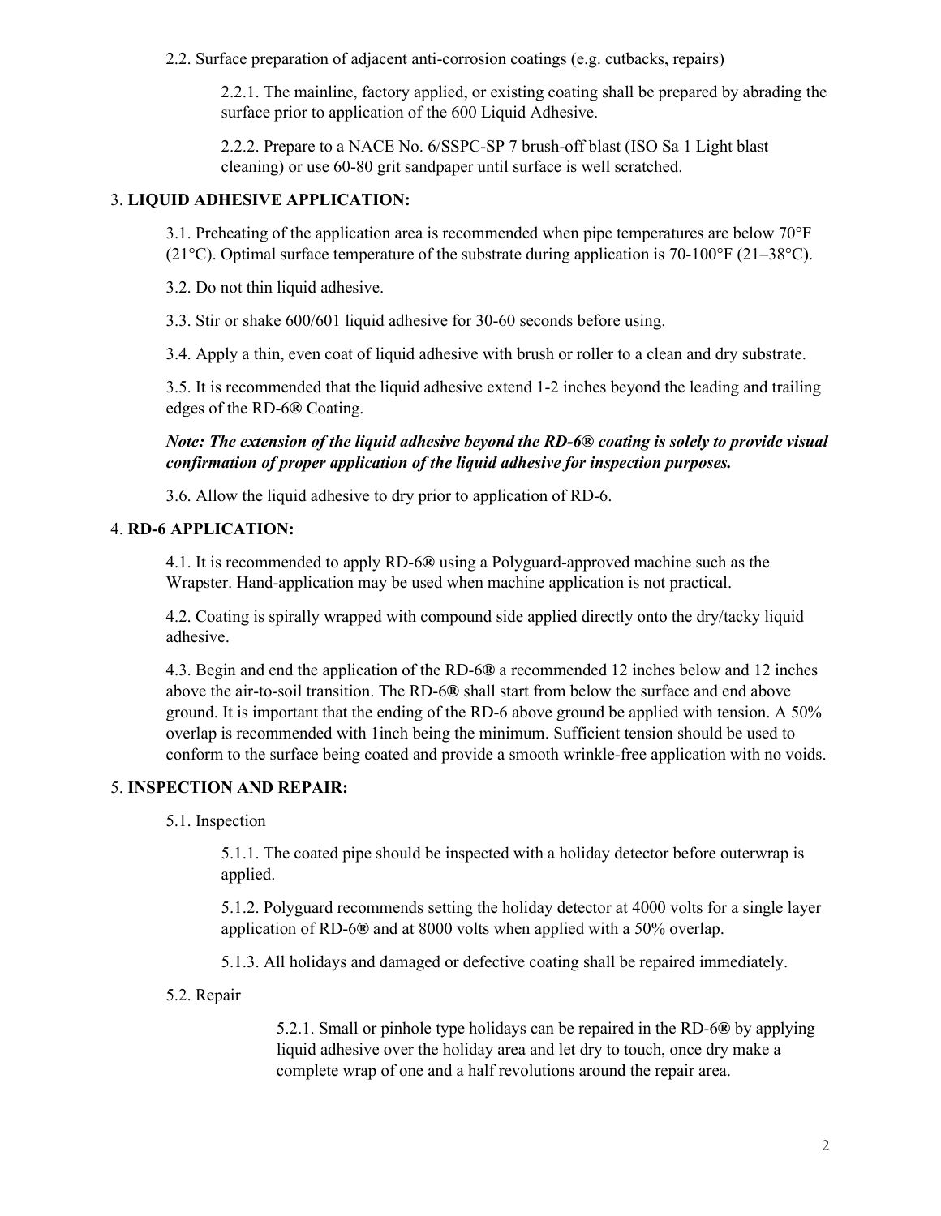2.2. Surface preparation of adjacent anti-corrosion coatings (e.g. cutbacks, repairs)

2.2.1. The mainline, factory applied, or existing coating shall be prepared by abrading the surface prior to application of the 600 Liquid Adhesive.

2.2.2. Prepare to a NACE No. 6/SSPC-SP 7 brush-off blast (ISO Sa 1 Light blast cleaning) or use 60-80 grit sandpaper until surface is well scratched.

3. **LIQUID ADHESIVE APPLICATION:**

3.1. Preheating of the application area is recommended when pipe temperatures are below 70°F (21°C). Optimal surface temperature of the substrate during application is 70-100°F (21–38°C).

3.2. Do not thin liquid adhesive.

3.3. Stir or shake 600/601 liquid adhesive for 30-60 seconds before using.

3.4. Apply a thin, even coat of liquid adhesive with brush or roller to a clean and dry substrate.

3.5. It is recommended that the liquid adhesive extend 1-2 inches beyond the leading and trailing edges of the RD-6**®** Coating.

***Note: The extension of the liquid adhesive beyond the RD-6® coating is solely to provide visual confirmation of proper application of the liquid adhesive for inspection purposes.***

3.6. Allow the liquid adhesive to dry prior to application of RD-6.

4. **RD-6 APPLICATION:**

4.1. It is recommended to apply RD-6**®** using a Polyguard-approved machine such as the Wrapster. Hand-application may be used when machine application is not practical.

4.2. Coating is spirally wrapped with compound side applied directly onto the dry/tacky liquid adhesive.

4.3. Begin and end the application of the RD-6**®** a recommended 12 inches below and 12 inches above the air-to-soil transition. The RD-6**®** shall start from below the surface and end above ground. It is important that the ending of the RD-6 above ground be applied with tension. A 50% overlap is recommended with 1inch being the minimum. Sufficient tension should be used to conform to the surface being coated and provide a smooth wrinkle-free application with no voids.

5. **INSPECTION AND REPAIR:**

5.1. Inspection

5.1.1. The coated pipe should be inspected with a holiday detector before outerwrap is applied.

5.1.2. Polyguard recommends setting the holiday detector at 4000 volts for a single layer application of RD-6**®** and at 8000 volts when applied with a 50% overlap.

5.1.3. All holidays and damaged or defective coating shall be repaired immediately.

5.2. Repair

5.2.1. Small or pinhole type holidays can be repaired in the RD-6**®** by applying liquid adhesive over the holiday area and let dry to touch, once dry make a complete wrap of one and a half revolutions around the repair area.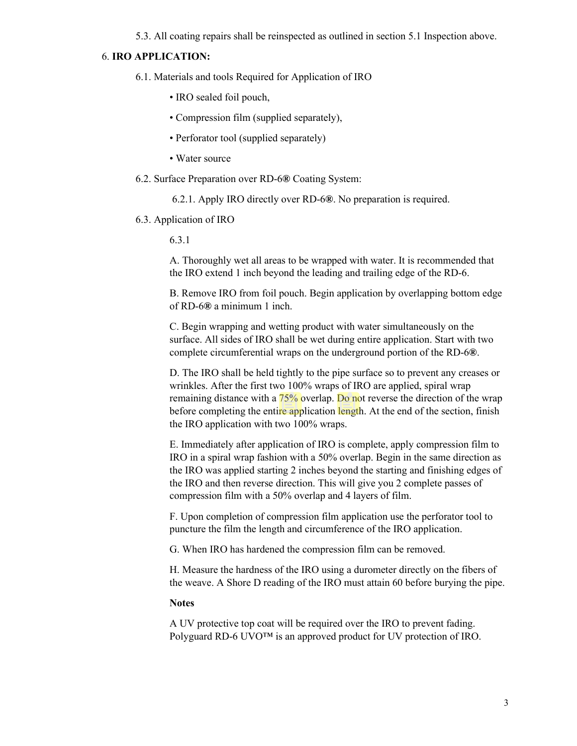5.3. All coating repairs shall be reinspected as outlined in section 5.1 Inspection above.

6. **IRO APPLICATION:**

6.1. Materials and tools Required for Application of IRO

- IRO sealed foil pouch,
- Compression film (supplied separately),
- Perforator tool (supplied separately)
- Water source

6.2. Surface Preparation over RD-6**®** Coating System:

6.2.1. Apply IRO directly over RD-6**®**. No preparation is required.

6.3. Application of IRO

6.3.1

A. Thoroughly wet all areas to be wrapped with water. It is recommended that the IRO extend 1 inch beyond the leading and trailing edge of the RD-6.

B. Remove IRO from foil pouch. Begin application by overlapping bottom edge of RD-6**®** a minimum 1 inch.

C. Begin wrapping and wetting product with water simultaneously on the surface. All sides of IRO shall be wet during entire application. Start with two complete circumferential wraps on the underground portion of the RD-6**®**.

D. The IRO shall be held tightly to the pipe surface so to prevent any creases or wrinkles. After the first two 100% wraps of IRO are applied, spiral wrap remaining distance with a 75% overlap. Do not reverse the direction of the wrap before completing the entire application length. At the end of the section, finish the IRO application with two 100% wraps.

E. Immediately after application of IRO is complete, apply compression film to IRO in a spiral wrap fashion with a 50% overlap. Begin in the same direction as the IRO was applied starting 2 inches beyond the starting and finishing edges of the IRO and then reverse direction. This will give you 2 complete passes of compression film with a 50% overlap and 4 layers of film.

F. Upon completion of compression film application use the perforator tool to puncture the film the length and circumference of the IRO application.

G. When IRO has hardened the compression film can be removed.

H. Measure the hardness of the IRO using a durometer directly on the fibers of the weave. A Shore D reading of the IRO must attain 60 before burying the pipe.

**Notes**

A UV protective top coat will be required over the IRO to prevent fading. Polyguard RD-6 UVO™ is an approved product for UV protection of IRO.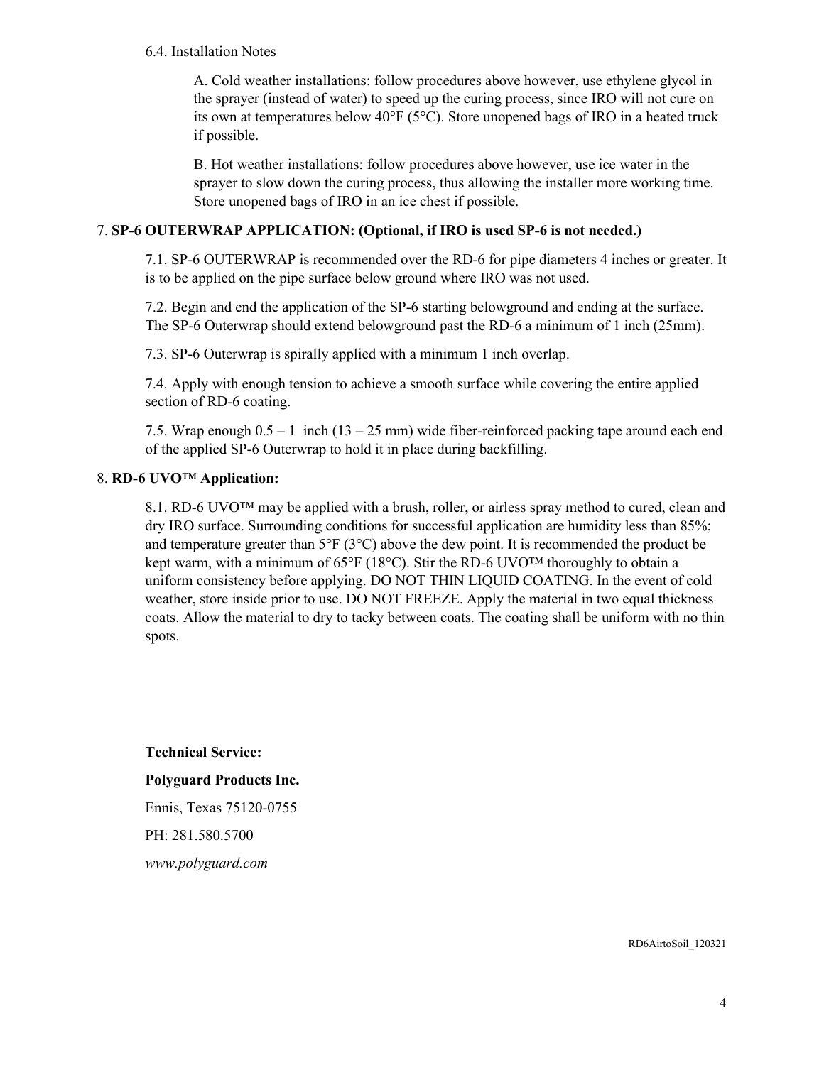6.4. Installation Notes

A. Cold weather installations: follow procedures above however, use ethylene glycol in the sprayer (instead of water) to speed up the curing process, since IRO will not cure on its own at temperatures below 40°F (5°C). Store unopened bags of IRO in a heated truck if possible.

B. Hot weather installations: follow procedures above however, use ice water in the sprayer to slow down the curing process, thus allowing the installer more working time. Store unopened bags of IRO in an ice chest if possible.

7. **SP-6 OUTERWRAP APPLICATION: (Optional, if IRO is used SP-6 is not needed.)**

7.1. SP-6 OUTERWRAP is recommended over the RD-6 for pipe diameters 4 inches or greater. It is to be applied on the pipe surface below ground where IRO was not used.

7.2. Begin and end the application of the SP-6 starting belowground and ending at the surface. The SP-6 Outerwrap should extend belowground past the RD-6 a minimum of 1 inch (25mm).

7.3. SP-6 Outerwrap is spirally applied with a minimum 1 inch overlap.

7.4. Apply with enough tension to achieve a smooth surface while covering the entire applied section of RD-6 coating.

7.5. Wrap enough 0.5 – 1 inch (13 – 25 mm) wide fiber-reinforced packing tape around each end of the applied SP-6 Outerwrap to hold it in place during backfilling.

8. **RD-6 UVO™ Application:**

8.1. RD-6 UVO™ may be applied with a brush, roller, or airless spray method to cured, clean and dry IRO surface. Surrounding conditions for successful application are humidity less than 85%; and temperature greater than 5°F (3°C) above the dew point. It is recommended the product be kept warm, with a minimum of 65°F (18°C). Stir the RD-6 UVO™ thoroughly to obtain a uniform consistency before applying. DO NOT THIN LIQUID COATING. In the event of cold weather, store inside prior to use. DO NOT FREEZE. Apply the material in two equal thickness coats. Allow the material to dry to tacky between coats. The coating shall be uniform with no thin spots.

**Technical Service:**

**Polyguard Products Inc.**

Ennis, Texas 75120-0755

PH: 281.580.5700

*www.polyguard.com*

RD6AirtoSoil_120321